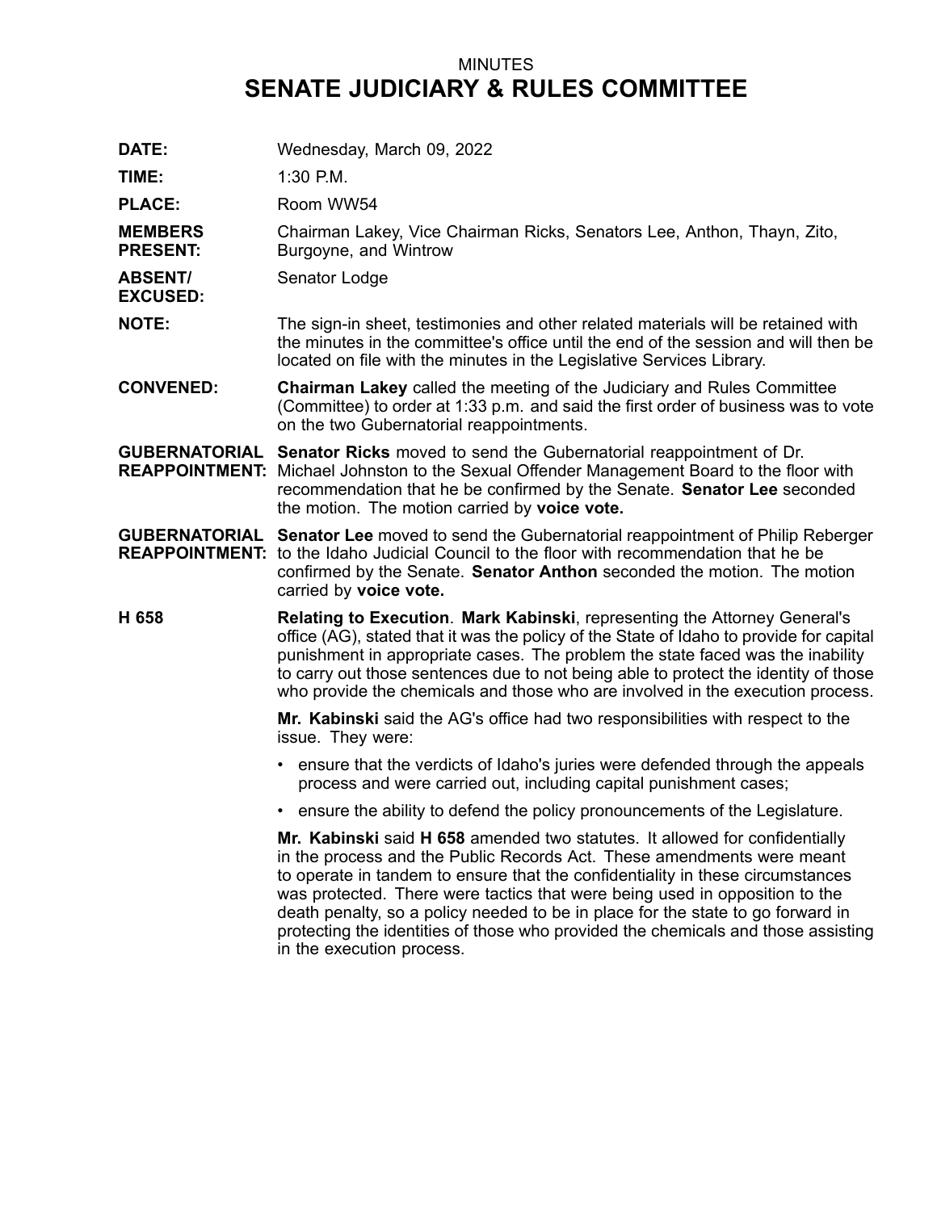MINUTES

# SENATE JUDICIARY & RULES COMMITTEE

**DATE:** Wednesday, March 09, 2022

**TIME:** 1:30 P.M.

**PLACE:** Room WW54

**MEMBERS PRESENT:** Chairman Lakey, Vice Chairman Ricks, Senators Lee, Anthon, Thayn, Zito, Burgoyne, and Wintrow

**ABSENT/ EXCUSED:** Senator Lodge

**NOTE:** The sign-in sheet, testimonies and other related materials will be retained with the minutes in the committee's office until the end of the session and will then be located on file with the minutes in the Legislative Services Library.

**CONVENED:** **Chairman Lakey** called the meeting of the Judiciary and Rules Committee (Committee) to order at 1:33 p.m. and said the first order of business was to vote on the two Gubernatorial reappointments.

**GUBERNATORIAL REAPPOINTMENT:** **Senator Ricks** moved to send the Gubernatorial reappointment of Dr. Michael Johnston to the Sexual Offender Management Board to the floor with recommendation that he be confirmed by the Senate. **Senator Lee** seconded the motion. The motion carried by **voice vote.**

**GUBERNATORIAL REAPPOINTMENT:** **Senator Lee** moved to send the Gubernatorial reappointment of Philip Reberger to the Idaho Judicial Council to the floor with recommendation that he be confirmed by the Senate. **Senator Anthon** seconded the motion. The motion carried by **voice vote.**

**H 658** **Relating to Execution**. **Mark Kabinski**, representing the Attorney General's office (AG), stated that it was the policy of the State of Idaho to provide for capital punishment in appropriate cases. The problem the state faced was the inability to carry out those sentences due to not being able to protect the identity of those who provide the chemicals and those who are involved in the execution process.

**Mr. Kabinski** said the AG's office had two responsibilities with respect to the issue. They were:

- ensure that the verdicts of Idaho's juries were defended through the appeals process and were carried out, including capital punishment cases;
- ensure the ability to defend the policy pronouncements of the Legislature.

**Mr. Kabinski** said **H 658** amended two statutes. It allowed for confidentially in the process and the Public Records Act. These amendments were meant to operate in tandem to ensure that the confidentiality in these circumstances was protected. There were tactics that were being used in opposition to the death penalty, so a policy needed to be in place for the state to go forward in protecting the identities of those who provided the chemicals and those assisting in the execution process.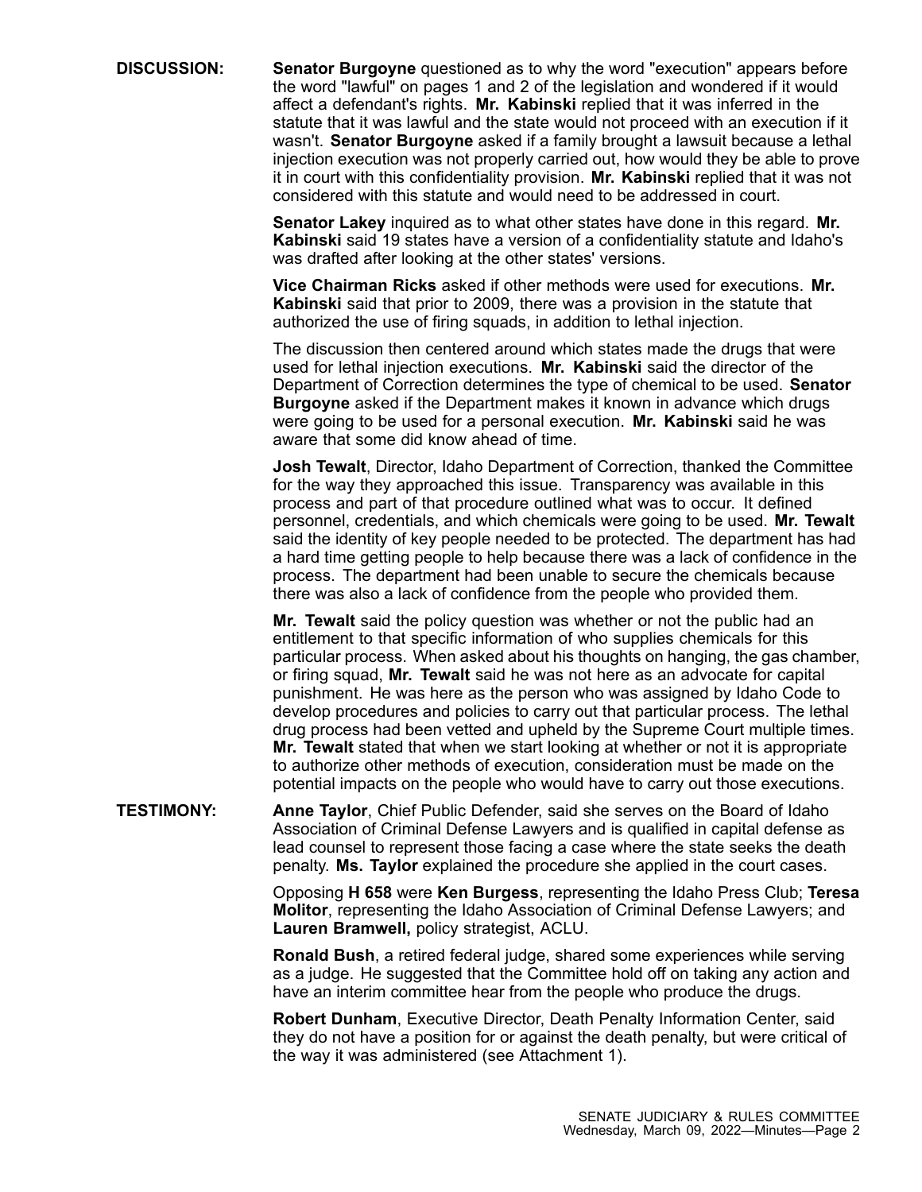**DISCUSSION:** **Senator Burgoyne** questioned as to why the word "execution" appears before the word "lawful" on pages 1 and 2 of the legislation and wondered if it would affect a defendant's rights. **Mr. Kabinski** replied that it was inferred in the statute that it was lawful and the state would not proceed with an execution if it wasn't. **Senator Burgoyne** asked if a family brought a lawsuit because a lethal injection execution was not properly carried out, how would they be able to prove it in court with this confidentiality provision. **Mr. Kabinski** replied that it was not considered with this statute and would need to be addressed in court.

**Senator Lakey** inquired as to what other states have done in this regard. **Mr. Kabinski** said 19 states have a version of a confidentiality statute and Idaho's was drafted after looking at the other states' versions.

**Vice Chairman Ricks** asked if other methods were used for executions. **Mr. Kabinski** said that prior to 2009, there was a provision in the statute that authorized the use of firing squads, in addition to lethal injection.

The discussion then centered around which states made the drugs that were used for lethal injection executions. **Mr. Kabinski** said the director of the Department of Correction determines the type of chemical to be used. **Senator Burgoyne** asked if the Department makes it known in advance which drugs were going to be used for a personal execution. **Mr. Kabinski** said he was aware that some did know ahead of time.

**Josh Tewalt**, Director, Idaho Department of Correction, thanked the Committee for the way they approached this issue. Transparency was available in this process and part of that procedure outlined what was to occur. It defined personnel, credentials, and which chemicals were going to be used. **Mr. Tewalt** said the identity of key people needed to be protected. The department has had a hard time getting people to help because there was a lack of confidence in the process. The department had been unable to secure the chemicals because there was also a lack of confidence from the people who provided them.

**Mr. Tewalt** said the policy question was whether or not the public had an entitlement to that specific information of who supplies chemicals for this particular process. When asked about his thoughts on hanging, the gas chamber, or firing squad, **Mr. Tewalt** said he was not here as an advocate for capital punishment. He was here as the person who was assigned by Idaho Code to develop procedures and policies to carry out that particular process. The lethal drug process had been vetted and upheld by the Supreme Court multiple times. **Mr. Tewalt** stated that when we start looking at whether or not it is appropriate to authorize other methods of execution, consideration must be made on the potential impacts on the people who would have to carry out those executions.

**TESTIMONY:** **Anne Taylor**, Chief Public Defender, said she serves on the Board of Idaho Association of Criminal Defense Lawyers and is qualified in capital defense as lead counsel to represent those facing a case where the state seeks the death penalty. **Ms. Taylor** explained the procedure she applied in the court cases.

Opposing **H 658** were **Ken Burgess**, representing the Idaho Press Club; **Teresa Molitor**, representing the Idaho Association of Criminal Defense Lawyers; and **Lauren Bramwell,** policy strategist, ACLU.

**Ronald Bush**, a retired federal judge, shared some experiences while serving as a judge. He suggested that the Committee hold off on taking any action and have an interim committee hear from the people who produce the drugs.

**Robert Dunham**, Executive Director, Death Penalty Information Center, said they do not have a position for or against the death penalty, but were critical of the way it was administered (see Attachment 1).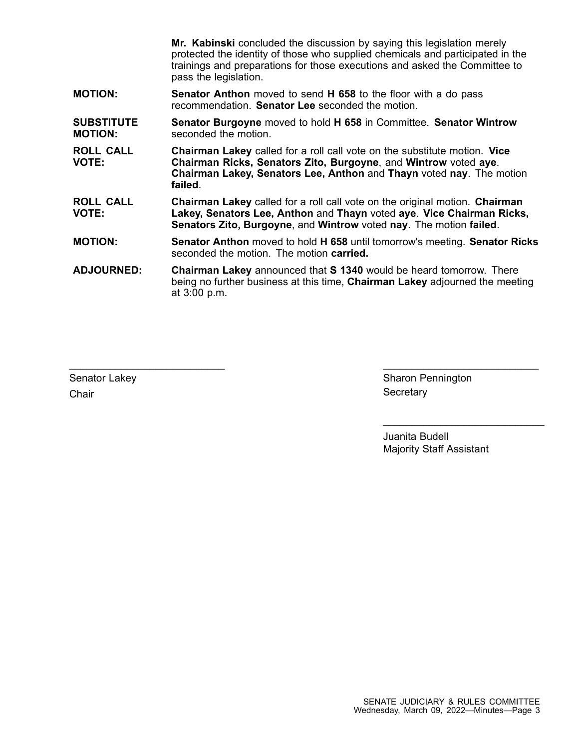**Mr. Kabinski** concluded the discussion by saying this legislation merely protected the identity of those who supplied chemicals and participated in the trainings and preparations for those executions and asked the Committee to pass the legislation.

**MOTION:** **Senator Anthon** moved to send **H 658** to the floor with a do pass recommendation. **Senator Lee** seconded the motion.

**SUBSTITUTE MOTION:** **Senator Burgoyne** moved to hold **H 658** in Committee. **Senator Wintrow** seconded the motion.

**ROLL CALL VOTE:** **Chairman Lakey** called for a roll call vote on the substitute motion. **Vice Chairman Ricks, Senators Zito, Burgoyne**, and **Wintrow** voted **aye**. **Chairman Lakey, Senators Lee, Anthon** and **Thayn** voted **nay**. The motion **failed**.

**ROLL CALL VOTE:** **Chairman Lakey** called for a roll call vote on the original motion. **Chairman Lakey, Senators Lee, Anthon** and **Thayn** voted **aye**. **Vice Chairman Ricks, Senators Zito, Burgoyne**, and **Wintrow** voted **nay**. The motion **failed**.

**MOTION:** **Senator Anthon** moved to hold **H 658** until tomorrow's meeting. **Senator Ricks** seconded the motion. The motion **carried.**

**ADJOURNED:** **Chairman Lakey** announced that **S 1340** would be heard tomorrow. There being no further business at this time, **Chairman Lakey** adjourned the meeting at 3:00 p.m.

___________________________
Senator Lakey
Chair

___________________________
Sharon Pennington
Secretary

___________________________
Juanita Budell
Majority Staff Assistant